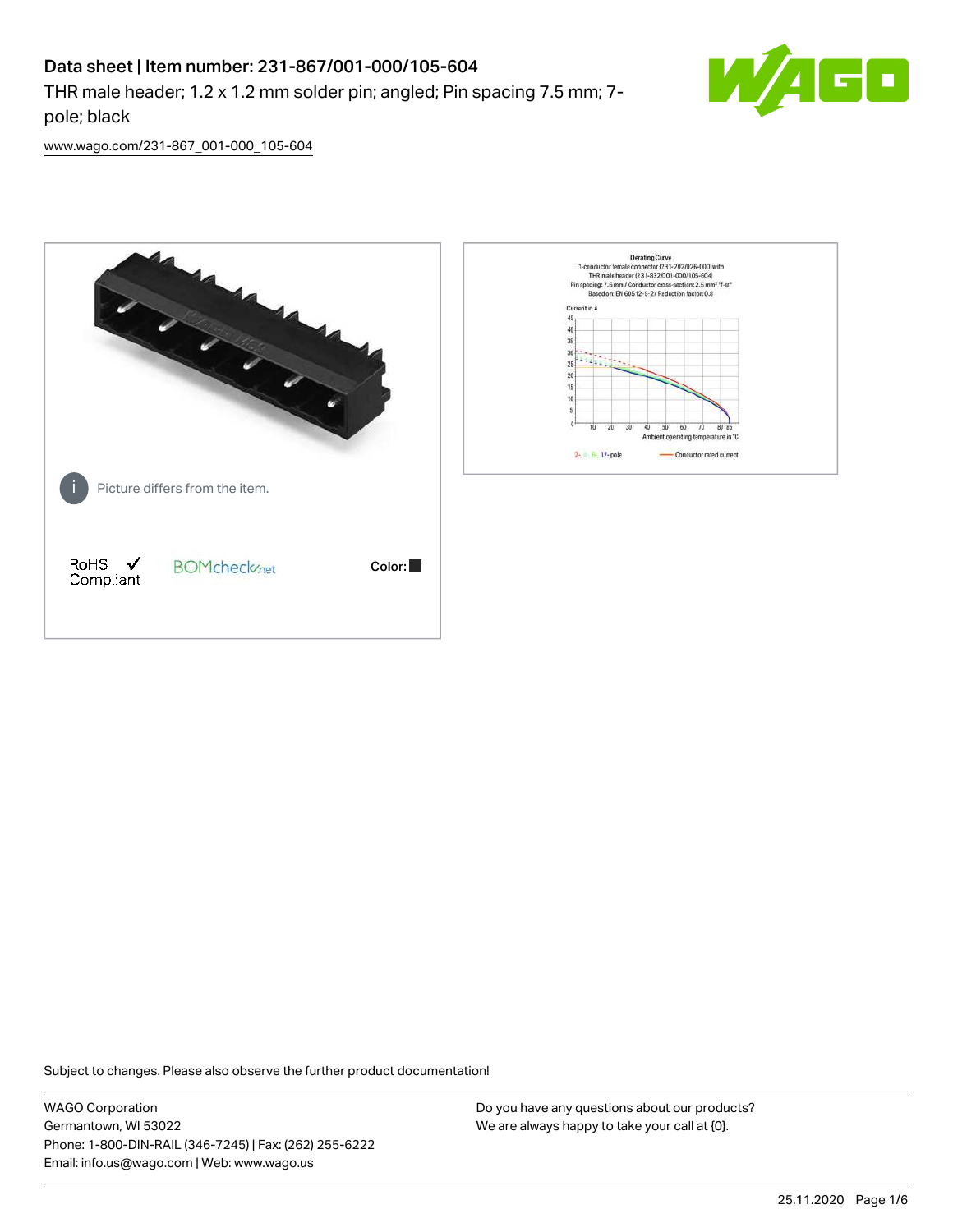# Data sheet | Item number: 231-867/001-000/105-604

THR male header; 1.2 x 1.2 mm solder pin; angled; Pin spacing 7.5 mm; 7-pole; black

www.wago.com/231-867_001-000_105-604

Picture differs from the item.

RoHS Compliant

BOMcheck.net

Color:

Derating Curve
1-conductor female connector (231-202/026-000) with THR male header (231-832/001-000/105-604)
Pin spacing: 7.5 mm / Conductor cross-section: 2.5 mm² "f-st"
Based on: EN 60512-5-2 / Reduction factor: 0.8

Current in A

Ambient operating temperature in °C

2-, 4-, 8-, 12-pole — Conductor rated current

Subject to changes. Please also observe the further product documentation!

WAGO Corporation
Germantown, WI 53022
Phone: 1-800-DIN-RAIL (346-7245) | Fax: (262) 255-6222
Email: info.us@wago.com | Web: www.wago.us

Do you have any questions about our products?
We are always happy to take your call at {0}.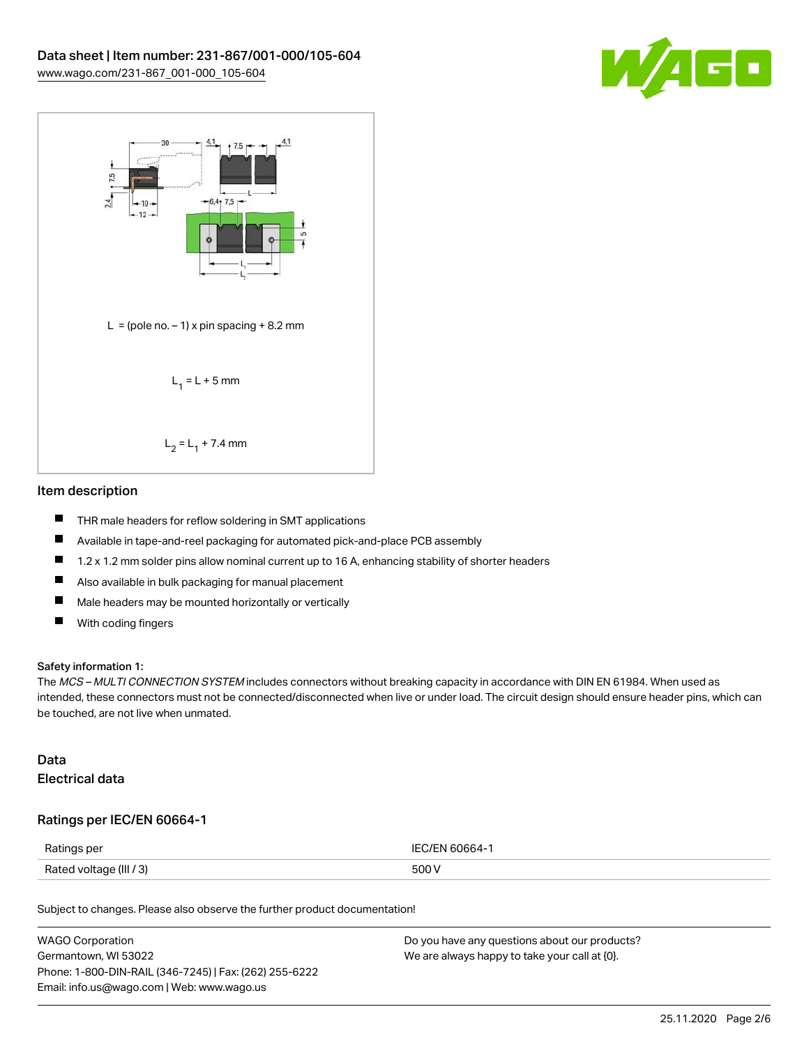$L = (\text{pole no.} - 1) \times \text{pin spacing} + 8.2\ \text{mm}$

$L_1 = L + 5\ \text{mm}$

$L_2 = L_1 + 7.4\ \text{mm}$

## Item description

- THR male headers for reflow soldering in SMT applications
- Available in tape-and-reel packaging for automated pick-and-place PCB assembly
- 1.2 x 1.2 mm solder pins allow nominal current up to 16 A, enhancing stability of shorter headers
- Also available in bulk packaging for manual placement
- Male headers may be mounted horizontally or vertically
- With coding fingers

**Safety information 1:**
The *MCS – MULTI CONNECTION SYSTEM* includes connectors without breaking capacity in accordance with DIN EN 61984. When used as intended, these connectors must not be connected/disconnected when live or under load. The circuit design should ensure header pins, which can be touched, are not live when unmated.

## Data
### Electrical data

### Ratings per IEC/EN 60664-1

| Ratings per | IEC/EN 60664-1 |
|---|---|
| Rated voltage (III / 3) | 500 V |

Subject to changes. Please also observe the further product documentation!

WAGO Corporation
Germantown, WI 53022
Phone: 1-800-DIN-RAIL (346-7245) | Fax: (262) 255-6222
Email: info.us@wago.com | Web: www.wago.us

Do you have any questions about our products?
We are always happy to take your call at {0}.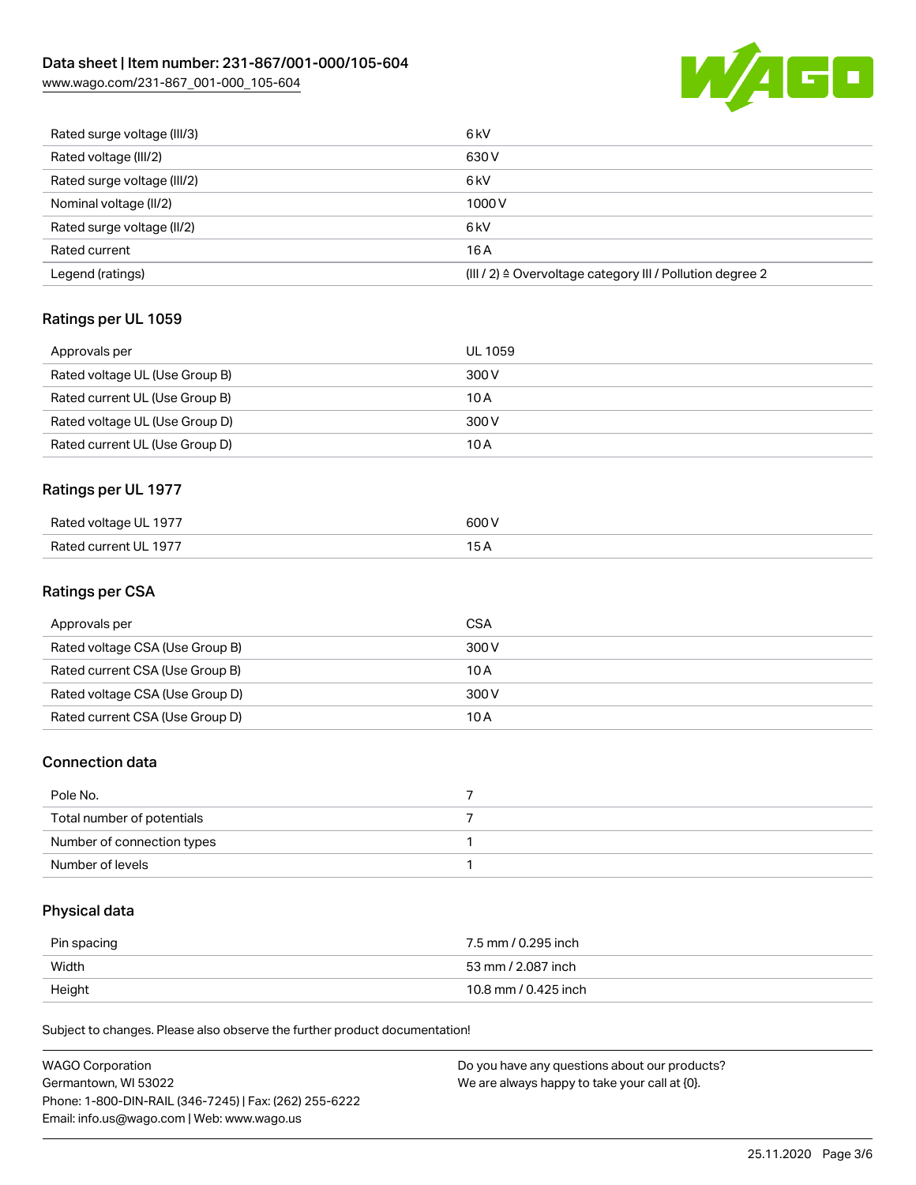| | |
|---|---|
| Rated surge voltage (III/3) | 6 kV |
| Rated voltage (III/2) | 630 V |
| Rated surge voltage (III/2) | 6 kV |
| Nominal voltage (II/2) | 1000 V |
| Rated surge voltage (II/2) | 6 kV |
| Rated current | 16 A |
| Legend (ratings) | (III / 2) ≙ Overvoltage category III / Pollution degree 2 |

## Ratings per UL 1059

| | |
|---|---|
| Approvals per | UL 1059 |
| Rated voltage UL (Use Group B) | 300 V |
| Rated current UL (Use Group B) | 10 A |
| Rated voltage UL (Use Group D) | 300 V |
| Rated current UL (Use Group D) | 10 A |

## Ratings per UL 1977

| | |
|---|---|
| Rated voltage UL 1977 | 600 V |
| Rated current UL 1977 | 15 A |

## Ratings per CSA

| | |
|---|---|
| Approvals per | CSA |
| Rated voltage CSA (Use Group B) | 300 V |
| Rated current CSA (Use Group B) | 10 A |
| Rated voltage CSA (Use Group D) | 300 V |
| Rated current CSA (Use Group D) | 10 A |

## Connection data

| | |
|---|---|
| Pole No. | 7 |
| Total number of potentials | 7 |
| Number of connection types | 1 |
| Number of levels | 1 |

## Physical data

| | |
|---|---|
| Pin spacing | 7.5 mm / 0.295 inch |
| Width | 53 mm / 2.087 inch |
| Height | 10.8 mm / 0.425 inch |

Subject to changes. Please also observe the further product documentation!

WAGO Corporation
Germantown, WI 53022
Phone: 1-800-DIN-RAIL (346-7245) | Fax: (262) 255-6222
Email: info.us@wago.com | Web: www.wago.us

Do you have any questions about our products?
We are always happy to take your call at {0}.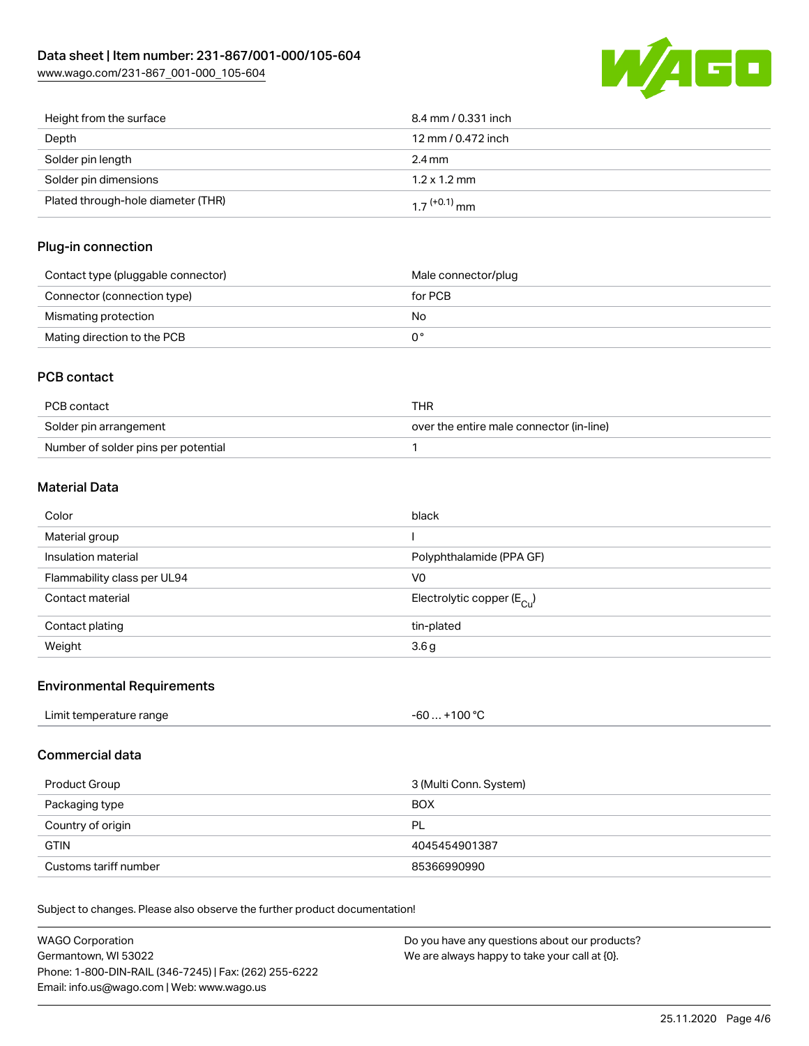| | |
|---|---|
| Height from the surface | 8.4 mm / 0.331 inch |
| Depth | 12 mm / 0.472 inch |
| Solder pin length | 2.4 mm |
| Solder pin dimensions | 1.2 x 1.2 mm |
| Plated through-hole diameter (THR) | $1.7^{(+0.1)}$ mm |

## Plug-in connection

| | |
|---|---|
| Contact type (pluggable connector) | Male connector/plug |
| Connector (connection type) | for PCB |
| Mismating protection | No |
| Mating direction to the PCB | 0 ° |

## PCB contact

| | |
|---|---|
| PCB contact | THR |
| Solder pin arrangement | over the entire male connector (in-line) |
| Number of solder pins per potential | 1 |

## Material Data

| | |
|---|---|
| Color | black |
| Material group | I |
| Insulation material | Polyphthalamide (PPA GF) |
| Flammability class per UL94 | V0 |
| Contact material | Electrolytic copper ($E_{Cu}$) |
| Contact plating | tin-plated |
| Weight | 3.6 g |

## Environmental Requirements

| | |
|---|---|
| Limit temperature range | -60 … +100 °C |

## Commercial data

| | |
|---|---|
| Product Group | 3 (Multi Conn. System) |
| Packaging type | BOX |
| Country of origin | PL |
| GTIN | 4045454901387 |
| Customs tariff number | 85366990990 |

Subject to changes. Please also observe the further product documentation!

WAGO Corporation
Germantown, WI 53022
Phone: 1-800-DIN-RAIL (346-7245) | Fax: (262) 255-6222
Email: info.us@wago.com | Web: www.wago.us

Do you have any questions about our products?
We are always happy to take your call at {0}.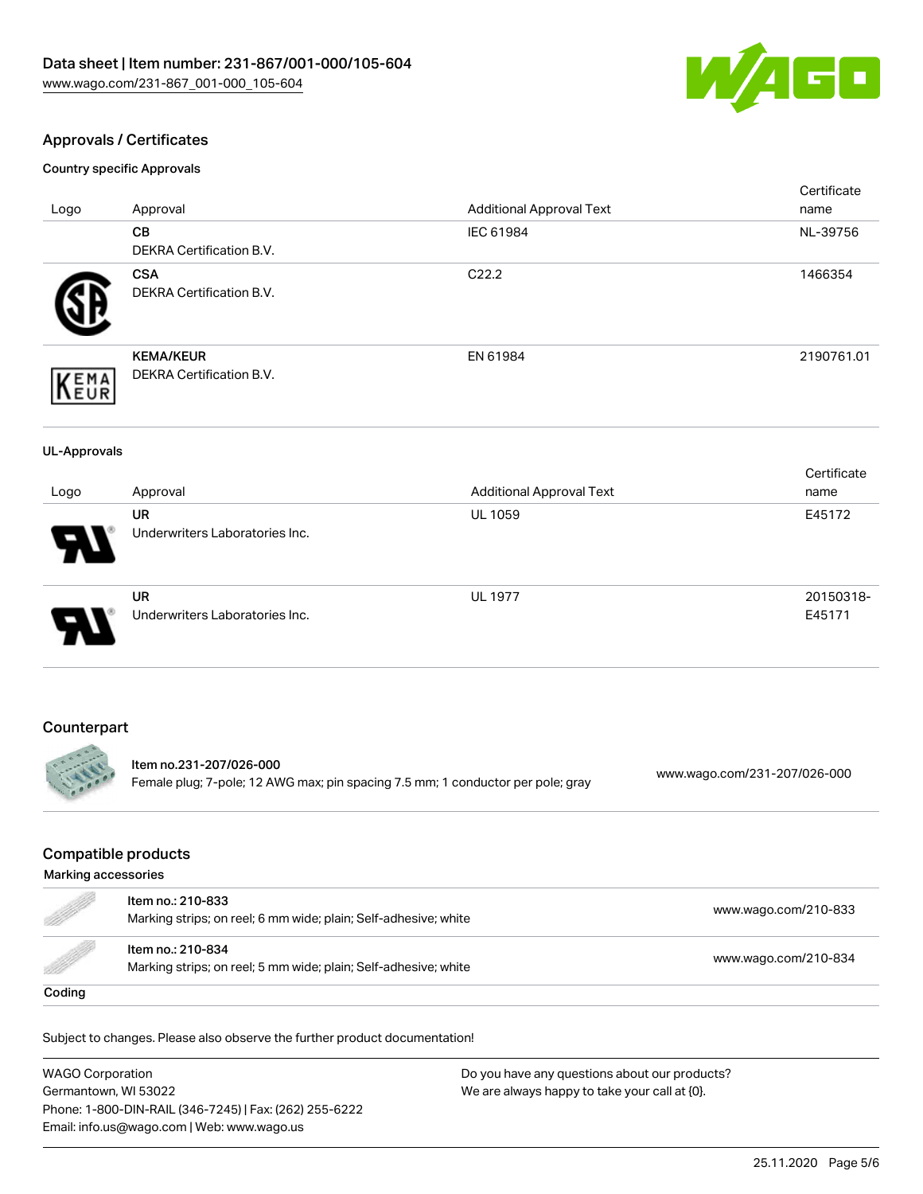## Approvals / Certificates

### Country specific Approvals

| Logo | Approval | Additional Approval Text | Certificate name |
| --- | --- | --- | --- |
| | **CB**<br>DEKRA Certification B.V. | IEC 61984 | NL-39756 |
| | **CSA**<br>DEKRA Certification B.V. | C22.2 | 1466354 |
| | **KEMA/KEUR**<br>DEKRA Certification B.V. | EN 61984 | 2190761.01 |

### UL-Approvals

| Logo | Approval | Additional Approval Text | Certificate name |
| --- | --- | --- | --- |
| | **UR**<br>Underwriters Laboratories Inc. | UL 1059 | E45172 |
| | **UR**<br>Underwriters Laboratories Inc. | UL 1977 | 20150318-E45171 |

## Counterpart

| | | |
| --- | --- | --- |
| | Item no.231-207/026-000<br>Female plug; 7-pole; 12 AWG max; pin spacing 7.5 mm; 1 conductor per pole; gray | www.wago.com/231-207/026-000 |

## Compatible products

### Marking accessories

| | | |
| --- | --- | --- |
| | Item no.: 210-833<br>Marking strips; on reel; 6 mm wide; plain; Self-adhesive; white | www.wago.com/210-833 |
| | Item no.: 210-834<br>Marking strips; on reel; 5 mm wide; plain; Self-adhesive; white | www.wago.com/210-834 |

### Coding

Subject to changes. Please also observe the further product documentation!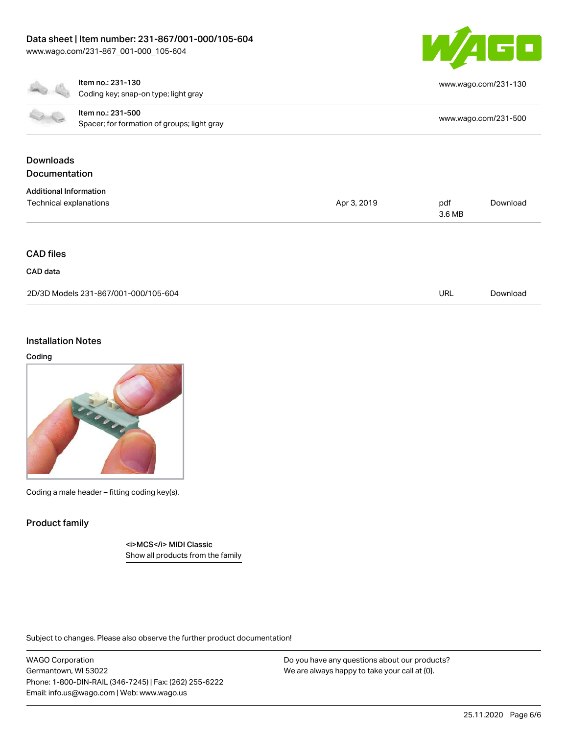| | | |
|---|---|---|
| | Item no.: 231-130<br>Coding key; snap-on type; light gray | www.wago.com/231-130 |
| | Item no.: 231-500<br>Spacer; for formation of groups; light gray | www.wago.com/231-500 |

## Downloads

### Documentation

**Additional Information**

| | | | |
|---|---|---|---|
| Technical explanations | Apr 3, 2019 | pdf<br>3.6 MB | Download |

### CAD files

**CAD data**

| | | |
|---|---|---|
| 2D/3D Models 231-867/001-000/105-604 | URL | Download |

## Installation Notes

**Coding**

Coding a male header – fitting coding key(s).

## Product family

<i>MCS</i> MIDI Classic
Show all products from the family

Subject to changes. Please also observe the further product documentation!

WAGO Corporation
Germantown, WI 53022
Phone: 1-800-DIN-RAIL (346-7245) | Fax: (262) 255-6222
Email: info.us@wago.com | Web: www.wago.us

Do you have any questions about our products?
We are always happy to take your call at {0}.